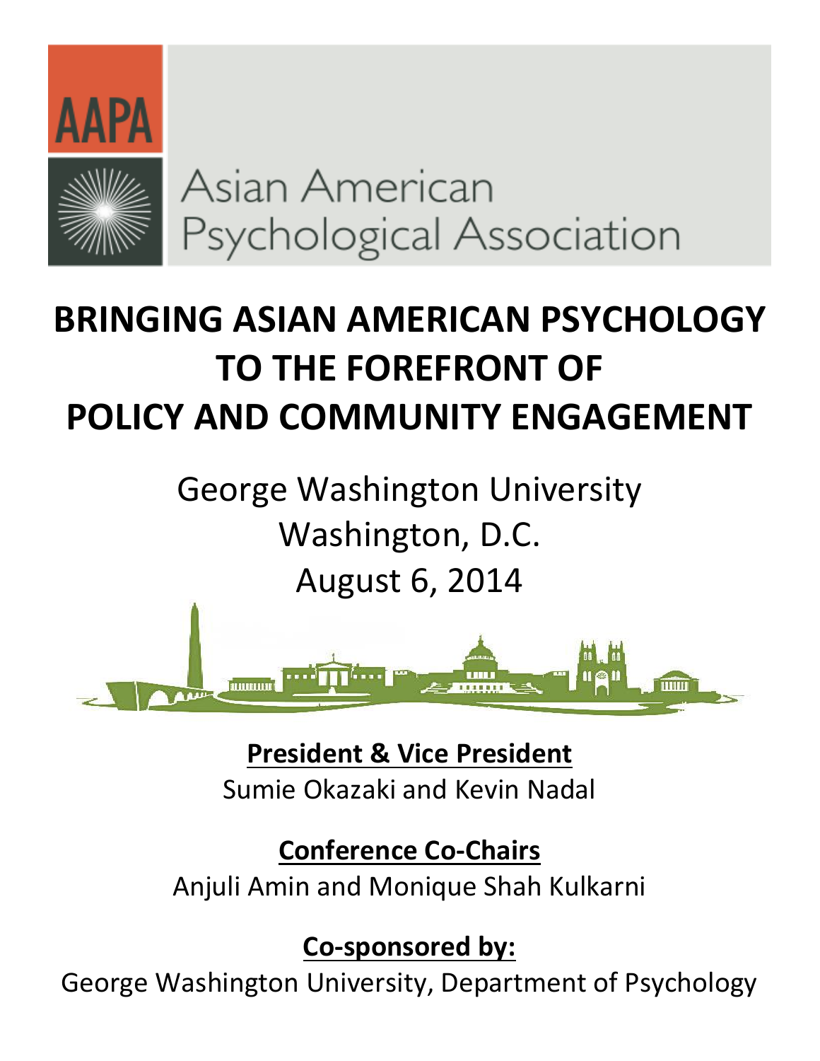AAPA

Asian American Psychological Association

# BRINGING ASIAN AMERICAN PSYCHOLOGY TO THE FOREFRONT OF POLICY AND COMMUNITY ENGAGEMENT

George Washington University
Washington, D.C.
August 6, 2014

**President & Vice President**
Sumie Okazaki and Kevin Nadal

**Conference Co-Chairs**
Anjuli Amin and Monique Shah Kulkarni

**Co-sponsored by:**
George Washington University, Department of Psychology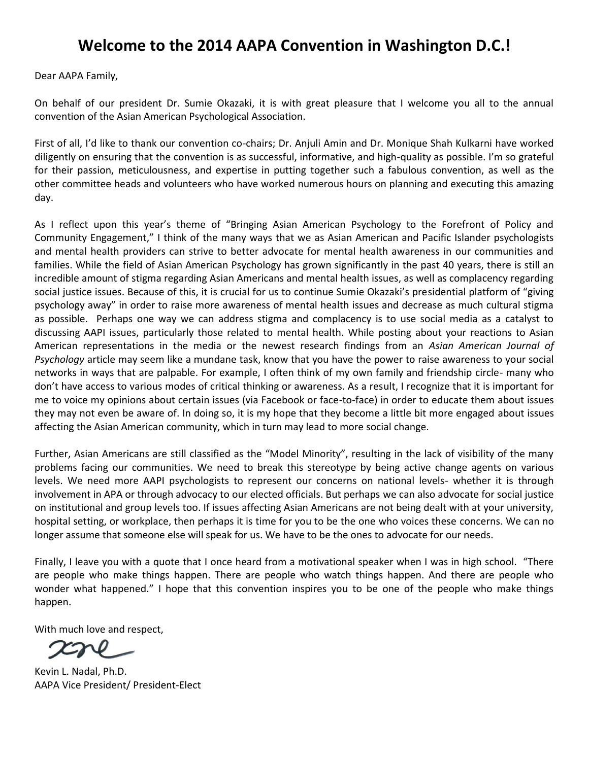# Welcome to the 2014 AAPA Convention in Washington D.C.!

Dear AAPA Family,

On behalf of our president Dr. Sumie Okazaki, it is with great pleasure that I welcome you all to the annual convention of the Asian American Psychological Association.

First of all, I'd like to thank our convention co-chairs; Dr. Anjuli Amin and Dr. Monique Shah Kulkarni have worked diligently on ensuring that the convention is as successful, informative, and high-quality as possible. I'm so grateful for their passion, meticulousness, and expertise in putting together such a fabulous convention, as well as the other committee heads and volunteers who have worked numerous hours on planning and executing this amazing day.

As I reflect upon this year's theme of "Bringing Asian American Psychology to the Forefront of Policy and Community Engagement," I think of the many ways that we as Asian American and Pacific Islander psychologists and mental health providers can strive to better advocate for mental health awareness in our communities and families. While the field of Asian American Psychology has grown significantly in the past 40 years, there is still an incredible amount of stigma regarding Asian Americans and mental health issues, as well as complacency regarding social justice issues. Because of this, it is crucial for us to continue Sumie Okazaki's presidential platform of "giving psychology away" in order to raise more awareness of mental health issues and decrease as much cultural stigma as possible. Perhaps one way we can address stigma and complacency is to use social media as a catalyst to discussing AAPI issues, particularly those related to mental health. While posting about your reactions to Asian American representations in the media or the newest research findings from an *Asian American Journal of Psychology* article may seem like a mundane task, know that you have the power to raise awareness to your social networks in ways that are palpable. For example, I often think of my own family and friendship circle- many who don't have access to various modes of critical thinking or awareness. As a result, I recognize that it is important for me to voice my opinions about certain issues (via Facebook or face-to-face) in order to educate them about issues they may not even be aware of. In doing so, it is my hope that they become a little bit more engaged about issues affecting the Asian American community, which in turn may lead to more social change.

Further, Asian Americans are still classified as the "Model Minority", resulting in the lack of visibility of the many problems facing our communities. We need to break this stereotype by being active change agents on various levels. We need more AAPI psychologists to represent our concerns on national levels- whether it is through involvement in APA or through advocacy to our elected officials. But perhaps we can also advocate for social justice on institutional and group levels too. If issues affecting Asian Americans are not being dealt with at your university, hospital setting, or workplace, then perhaps it is time for you to be the one who voices these concerns. We can no longer assume that someone else will speak for us. We have to be the ones to advocate for our needs.

Finally, I leave you with a quote that I once heard from a motivational speaker when I was in high school. "There are people who make things happen. There are people who watch things happen. And there are people who wonder what happened." I hope that this convention inspires you to be one of the people who make things happen.

With much love and respect,

Kevin L. Nadal, Ph.D.
AAPA Vice President/ President-Elect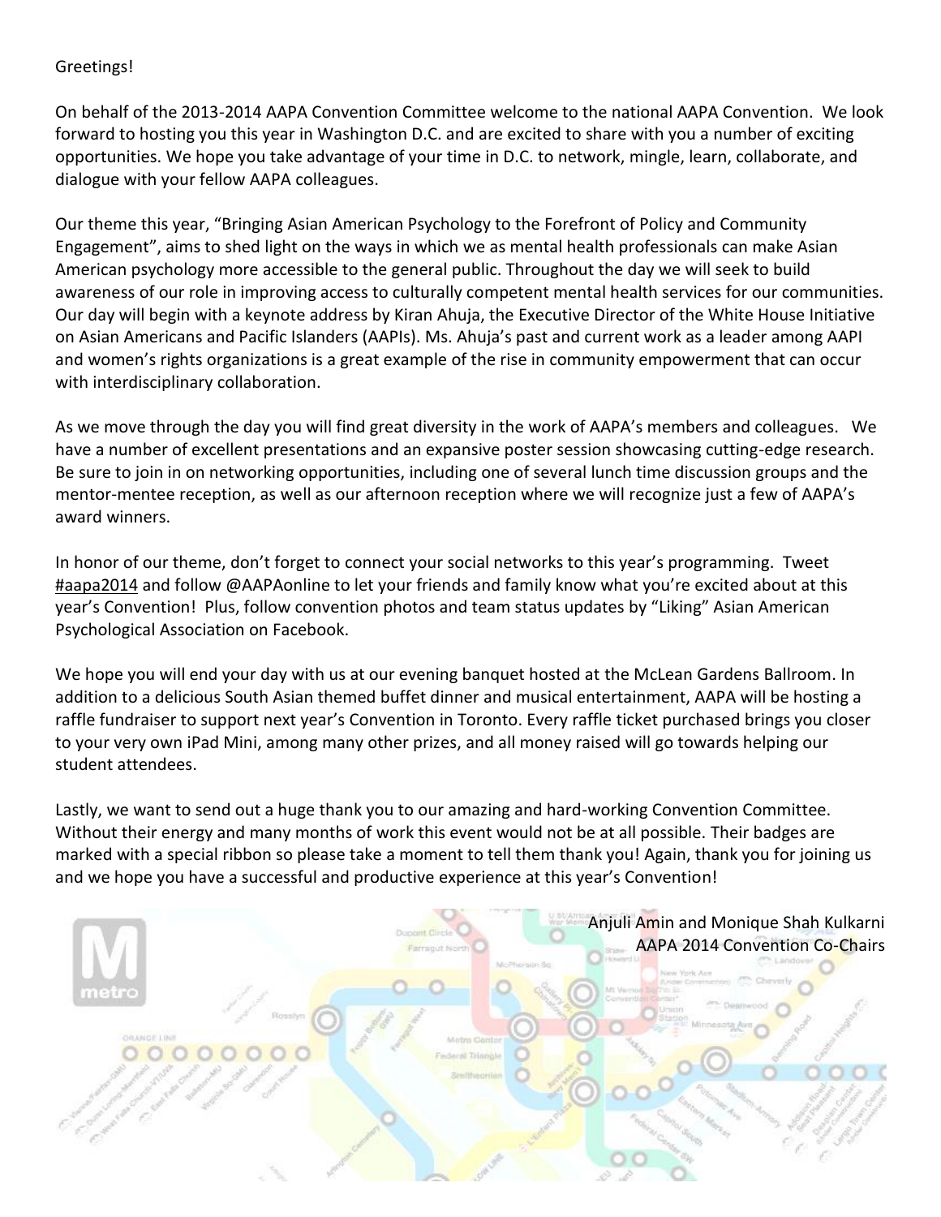Greetings!

On behalf of the 2013-2014 AAPA Convention Committee welcome to the national AAPA Convention. We look forward to hosting you this year in Washington D.C. and are excited to share with you a number of exciting opportunities. We hope you take advantage of your time in D.C. to network, mingle, learn, collaborate, and dialogue with your fellow AAPA colleagues.

Our theme this year, "Bringing Asian American Psychology to the Forefront of Policy and Community Engagement", aims to shed light on the ways in which we as mental health professionals can make Asian American psychology more accessible to the general public. Throughout the day we will seek to build awareness of our role in improving access to culturally competent mental health services for our communities. Our day will begin with a keynote address by Kiran Ahuja, the Executive Director of the White House Initiative on Asian Americans and Pacific Islanders (AAPIs). Ms. Ahuja's past and current work as a leader among AAPI and women's rights organizations is a great example of the rise in community empowerment that can occur with interdisciplinary collaboration.

As we move through the day you will find great diversity in the work of AAPA's members and colleagues. We have a number of excellent presentations and an expansive poster session showcasing cutting-edge research. Be sure to join in on networking opportunities, including one of several lunch time discussion groups and the mentor-mentee reception, as well as our afternoon reception where we will recognize just a few of AAPA's award winners.

In honor of our theme, don't forget to connect your social networks to this year's programming. Tweet #aapa2014 and follow @AAPAonline to let your friends and family know what you're excited about at this year's Convention! Plus, follow convention photos and team status updates by "Liking" Asian American Psychological Association on Facebook.

We hope you will end your day with us at our evening banquet hosted at the McLean Gardens Ballroom. In addition to a delicious South Asian themed buffet dinner and musical entertainment, AAPA will be hosting a raffle fundraiser to support next year's Convention in Toronto. Every raffle ticket purchased brings you closer to your very own iPad Mini, among many other prizes, and all money raised will go towards helping our student attendees.

Lastly, we want to send out a huge thank you to our amazing and hard-working Convention Committee. Without their energy and many months of work this event would not be at all possible. Their badges are marked with a special ribbon so please take a moment to tell them thank you! Again, thank you for joining us and we hope you have a successful and productive experience at this year's Convention!

Anjuli Amin and Monique Shah Kulkarni
AAPA 2014 Convention Co-Chairs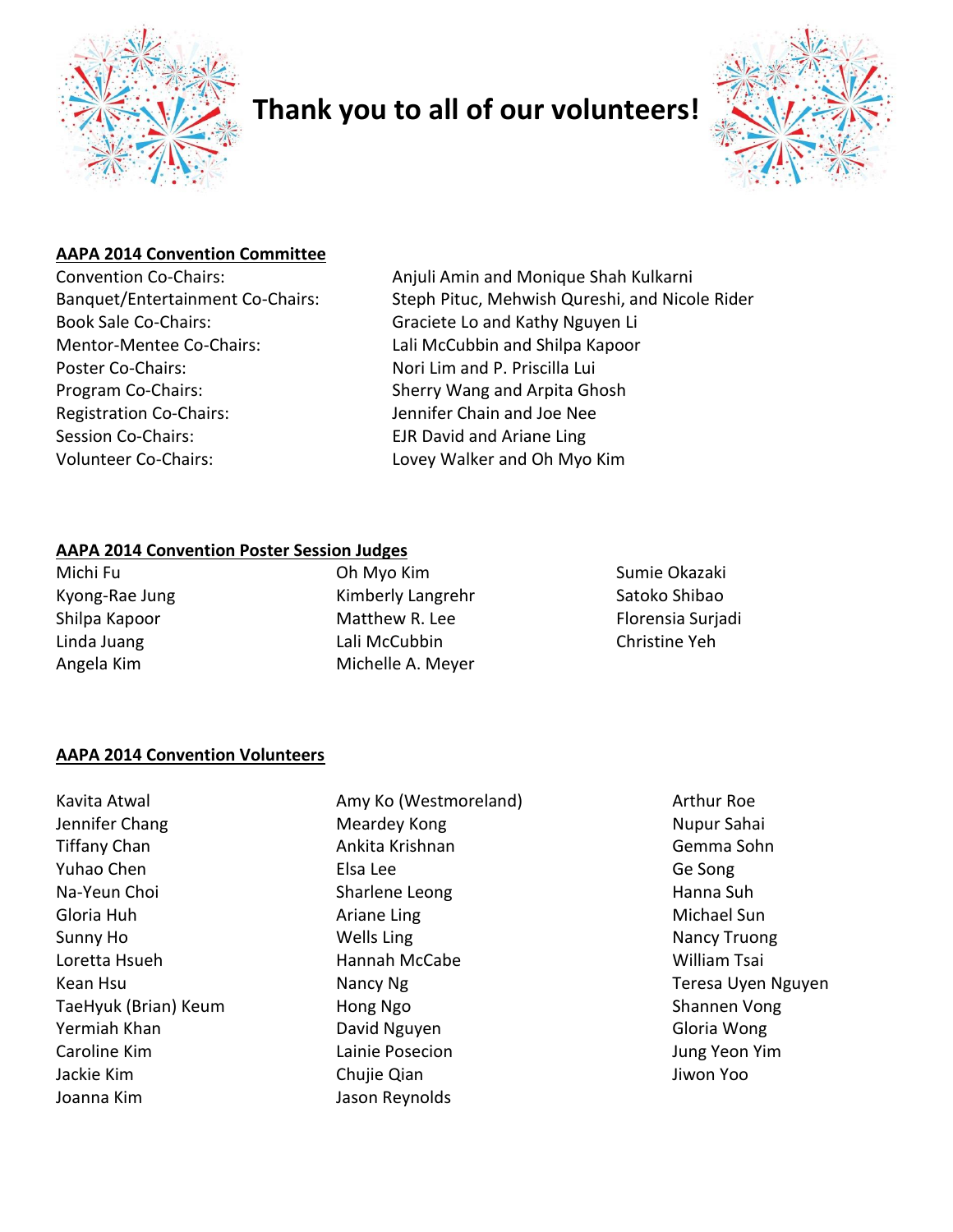# Thank you to all of our volunteers!

## AAPA 2014 Convention Committee

| | |
|---|---|
| Convention Co-Chairs: | Anjuli Amin and Monique Shah Kulkarni |
| Banquet/Entertainment Co-Chairs: | Steph Pituc, Mehwish Qureshi, and Nicole Rider |
| Book Sale Co-Chairs: | Graciete Lo and Kathy Nguyen Li |
| Mentor-Mentee Co-Chairs: | Lali McCubbin and Shilpa Kapoor |
| Poster Co-Chairs: | Nori Lim and P. Priscilla Lui |
| Program Co-Chairs: | Sherry Wang and Arpita Ghosh |
| Registration Co-Chairs: | Jennifer Chain and Joe Nee |
| Session Co-Chairs: | EJR David and Ariane Ling |
| Volunteer Co-Chairs: | Lovey Walker and Oh Myo Kim |

## AAPA 2014 Convention Poster Session Judges

Michi Fu
Kyong-Rae Jung
Shilpa Kapoor
Linda Juang
Angela Kim
Oh Myo Kim
Kimberly Langrehr
Matthew R. Lee
Lali McCubbin
Michelle A. Meyer
Sumie Okazaki
Satoko Shibao
Florensia Surjadi
Christine Yeh

## AAPA 2014 Convention Volunteers

Kavita Atwal
Jennifer Chang
Tiffany Chan
Yuhao Chen
Na-Yeun Choi
Gloria Huh
Sunny Ho
Loretta Hsueh
Kean Hsu
TaeHyuk (Brian) Keum
Yermiah Khan
Caroline Kim
Jackie Kim
Joanna Kim
Amy Ko (Westmoreland)
Meardey Kong
Ankita Krishnan
Elsa Lee
Sharlene Leong
Ariane Ling
Wells Ling
Hannah McCabe
Nancy Ng
Hong Ngo
David Nguyen
Lainie Posecion
Chujie Qian
Jason Reynolds
Arthur Roe
Nupur Sahai
Gemma Sohn
Ge Song
Hanna Suh
Michael Sun
Nancy Truong
William Tsai
Teresa Uyen Nguyen
Shannen Vong
Gloria Wong
Jung Yeon Yim
Jiwon Yoo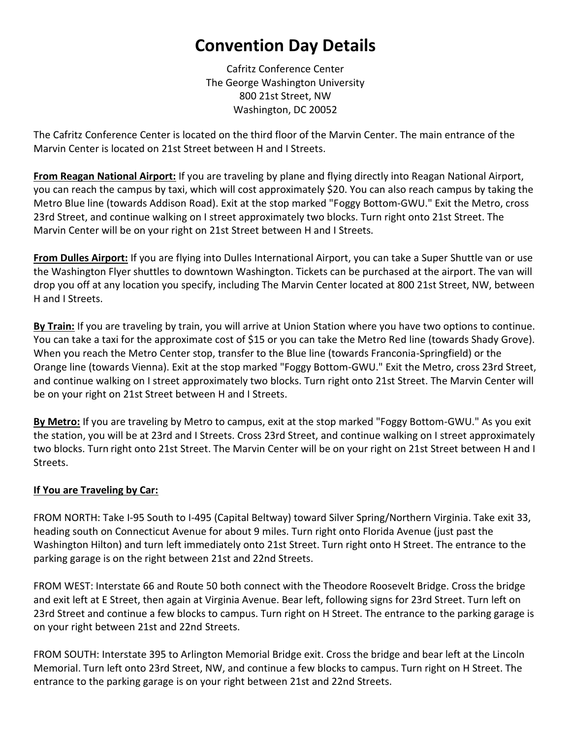# Convention Day Details

Cafritz Conference Center
The George Washington University
800 21st Street, NW
Washington, DC 20052

The Cafritz Conference Center is located on the third floor of the Marvin Center. The main entrance of the Marvin Center is located on 21st Street between H and I Streets.

**From Reagan National Airport:** If you are traveling by plane and flying directly into Reagan National Airport, you can reach the campus by taxi, which will cost approximately $20. You can also reach campus by taking the Metro Blue line (towards Addison Road). Exit at the stop marked "Foggy Bottom-GWU." Exit the Metro, cross 23rd Street, and continue walking on I street approximately two blocks. Turn right onto 21st Street. The Marvin Center will be on your right on 21st Street between H and I Streets.

**From Dulles Airport:** If you are flying into Dulles International Airport, you can take a Super Shuttle van or use the Washington Flyer shuttles to downtown Washington. Tickets can be purchased at the airport. The van will drop you off at any location you specify, including The Marvin Center located at 800 21st Street, NW, between H and I Streets.

**By Train:** If you are traveling by train, you will arrive at Union Station where you have two options to continue. You can take a taxi for the approximate cost of $15 or you can take the Metro Red line (towards Shady Grove). When you reach the Metro Center stop, transfer to the Blue line (towards Franconia-Springfield) or the Orange line (towards Vienna). Exit at the stop marked "Foggy Bottom-GWU." Exit the Metro, cross 23rd Street, and continue walking on I street approximately two blocks. Turn right onto 21st Street. The Marvin Center will be on your right on 21st Street between H and I Streets.

**By Metro:** If you are traveling by Metro to campus, exit at the stop marked "Foggy Bottom-GWU." As you exit the station, you will be at 23rd and I Streets. Cross 23rd Street, and continue walking on I street approximately two blocks. Turn right onto 21st Street. The Marvin Center will be on your right on 21st Street between H and I Streets.

**If You are Traveling by Car:**

FROM NORTH: Take I-95 South to I-495 (Capital Beltway) toward Silver Spring/Northern Virginia. Take exit 33, heading south on Connecticut Avenue for about 9 miles. Turn right onto Florida Avenue (just past the Washington Hilton) and turn left immediately onto 21st Street. Turn right onto H Street. The entrance to the parking garage is on the right between 21st and 22nd Streets.

FROM WEST: Interstate 66 and Route 50 both connect with the Theodore Roosevelt Bridge. Cross the bridge and exit left at E Street, then again at Virginia Avenue. Bear left, following signs for 23rd Street. Turn left on 23rd Street and continue a few blocks to campus. Turn right on H Street. The entrance to the parking garage is on your right between 21st and 22nd Streets.

FROM SOUTH: Interstate 395 to Arlington Memorial Bridge exit. Cross the bridge and bear left at the Lincoln Memorial. Turn left onto 23rd Street, NW, and continue a few blocks to campus. Turn right on H Street. The entrance to the parking garage is on your right between 21st and 22nd Streets.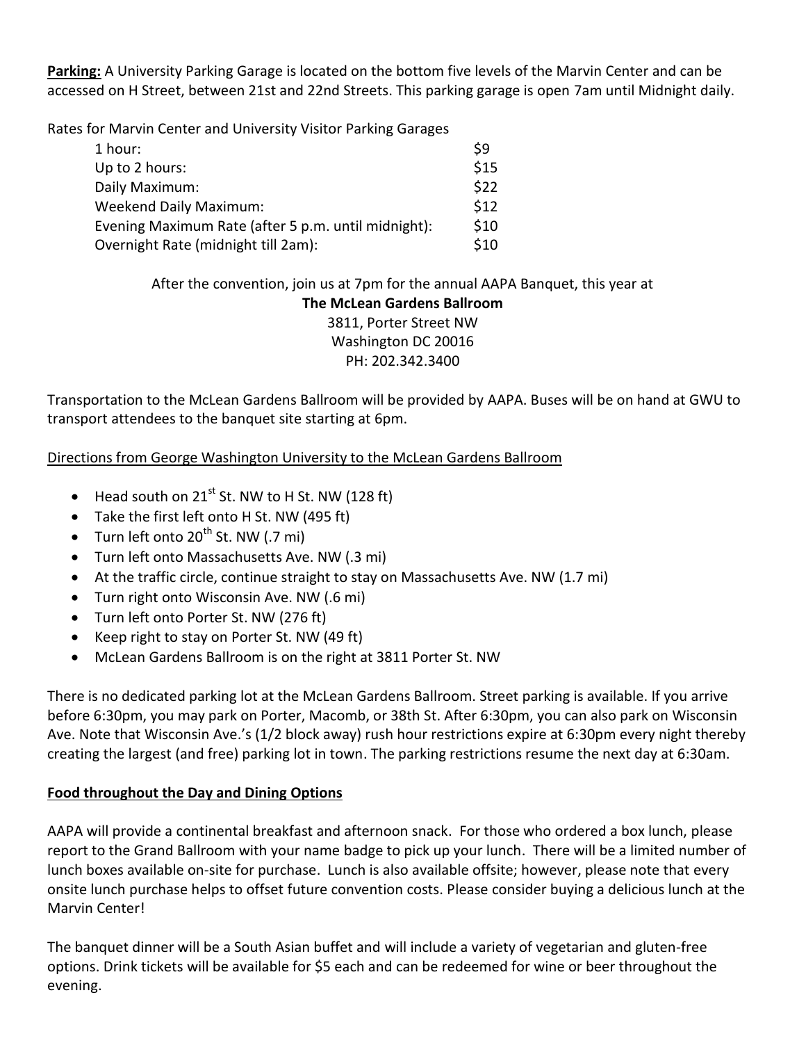**Parking:** A University Parking Garage is located on the bottom five levels of the Marvin Center and can be accessed on H Street, between 21st and 22nd Streets. This parking garage is open 7am until Midnight daily.

Rates for Marvin Center and University Visitor Parking Garages

| | |
|---|---|
| 1 hour: | $9 |
| Up to 2 hours: | $15 |
| Daily Maximum: | $22 |
| Weekend Daily Maximum: | $12 |
| Evening Maximum Rate (after 5 p.m. until midnight): | $10 |
| Overnight Rate (midnight till 2am): | $10 |

After the convention, join us at 7pm for the annual AAPA Banquet, this year at

**The McLean Gardens Ballroom**
3811, Porter Street NW
Washington DC 20016
PH: 202.342.3400

Transportation to the McLean Gardens Ballroom will be provided by AAPA. Buses will be on hand at GWU to transport attendees to the banquet site starting at 6pm.

<u>Directions from George Washington University to the McLean Gardens Ballroom</u>

- Head south on 21st St. NW to H St. NW (128 ft)
- Take the first left onto H St. NW (495 ft)
- Turn left onto 20th St. NW (.7 mi)
- Turn left onto Massachusetts Ave. NW (.3 mi)
- At the traffic circle, continue straight to stay on Massachusetts Ave. NW (1.7 mi)
- Turn right onto Wisconsin Ave. NW (.6 mi)
- Turn left onto Porter St. NW (276 ft)
- Keep right to stay on Porter St. NW (49 ft)
- McLean Gardens Ballroom is on the right at 3811 Porter St. NW

There is no dedicated parking lot at the McLean Gardens Ballroom. Street parking is available. If you arrive before 6:30pm, you may park on Porter, Macomb, or 38th St. After 6:30pm, you can also park on Wisconsin Ave. Note that Wisconsin Ave.'s (1/2 block away) rush hour restrictions expire at 6:30pm every night thereby creating the largest (and free) parking lot in town. The parking restrictions resume the next day at 6:30am.

**<u>Food throughout the Day and Dining Options</u>**

AAPA will provide a continental breakfast and afternoon snack. For those who ordered a box lunch, please report to the Grand Ballroom with your name badge to pick up your lunch. There will be a limited number of lunch boxes available on-site for purchase. Lunch is also available offsite; however, please note that every onsite lunch purchase helps to offset future convention costs. Please consider buying a delicious lunch at the Marvin Center!

The banquet dinner will be a South Asian buffet and will include a variety of vegetarian and gluten-free options. Drink tickets will be available for $5 each and can be redeemed for wine or beer throughout the evening.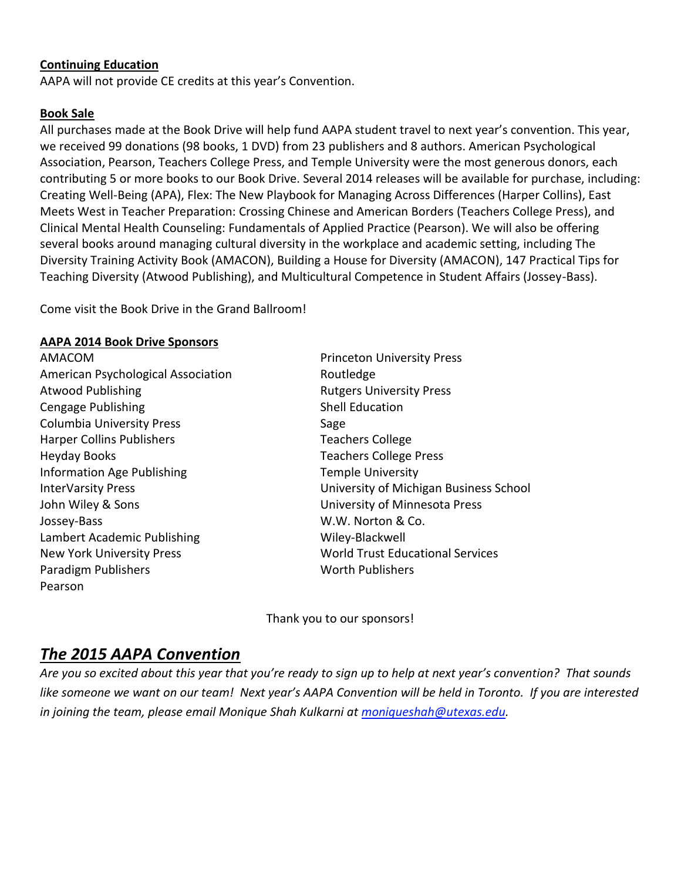**Continuing Education**

AAPA will not provide CE credits at this year's Convention.

**Book Sale**

All purchases made at the Book Drive will help fund AAPA student travel to next year's convention. This year, we received 99 donations (98 books, 1 DVD) from 23 publishers and 8 authors. American Psychological Association, Pearson, Teachers College Press, and Temple University were the most generous donors, each contributing 5 or more books to our Book Drive. Several 2014 releases will be available for purchase, including: Creating Well-Being (APA), Flex: The New Playbook for Managing Across Differences (Harper Collins), East Meets West in Teacher Preparation: Crossing Chinese and American Borders (Teachers College Press), and Clinical Mental Health Counseling: Fundamentals of Applied Practice (Pearson). We will also be offering several books around managing cultural diversity in the workplace and academic setting, including The Diversity Training Activity Book (AMACON), Building a House for Diversity (AMACON), 147 Practical Tips for Teaching Diversity (Atwood Publishing), and Multicultural Competence in Student Affairs (Jossey-Bass).

Come visit the Book Drive in the Grand Ballroom!

**AAPA 2014 Book Drive Sponsors**

AMACOM
American Psychological Association
Atwood Publishing
Cengage Publishing
Columbia University Press
Harper Collins Publishers
Heyday Books
Information Age Publishing
InterVarsity Press
John Wiley & Sons
Jossey-Bass
Lambert Academic Publishing
New York University Press
Paradigm Publishers
Pearson
Princeton University Press
Routledge
Rutgers University Press
Shell Education
Sage
Teachers College
Teachers College Press
Temple University
University of Michigan Business School
University of Minnesota Press
W.W. Norton & Co.
Wiley-Blackwell
World Trust Educational Services
Worth Publishers

Thank you to our sponsors!

## *The 2015 AAPA Convention*

*Are you so excited about this year that you're ready to sign up to help at next year's convention? That sounds like someone we want on our team! Next year's AAPA Convention will be held in Toronto. If you are interested in joining the team, please email Monique Shah Kulkarni at moniqueshah@utexas.edu.*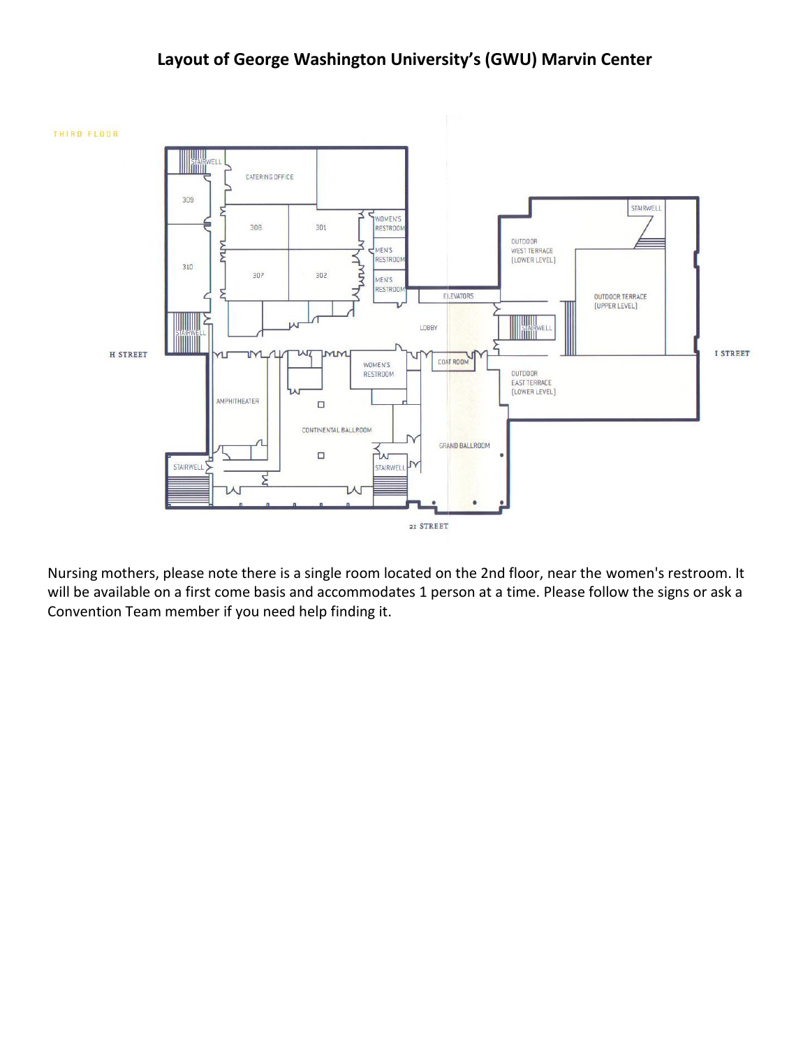## Layout of George Washington University's (GWU) Marvin Center

THIRD FLOOR

STAIRWELL
CATERING OFFICE
309
308
301
WOMEN'S RESTROOM
MEN'S RESTROOM
310
307
302
MEN'S RESTROOM
ELEVATORS
LOBBY
STAIRWELL
STAIRWELL
OUTDOOR WEST TERRACE (LOWER LEVEL)
OUTDOOR TERRACE (UPPER LEVEL)
STAIRWELL
H STREET
I STREET
WOMEN'S RESTROOM
COAT ROOM
OUTDOOR EAST TERRACE (LOWER LEVEL)
AMPHITHEATER
CONTINENTAL BALLROOM
GRAND BALLROOM
STAIRWELL
STAIRWELL
21 STREET

Nursing mothers, please note there is a single room located on the 2nd floor, near the women's restroom. It will be available on a first come basis and accommodates 1 person at a time. Please follow the signs or ask a Convention Team member if you need help finding it.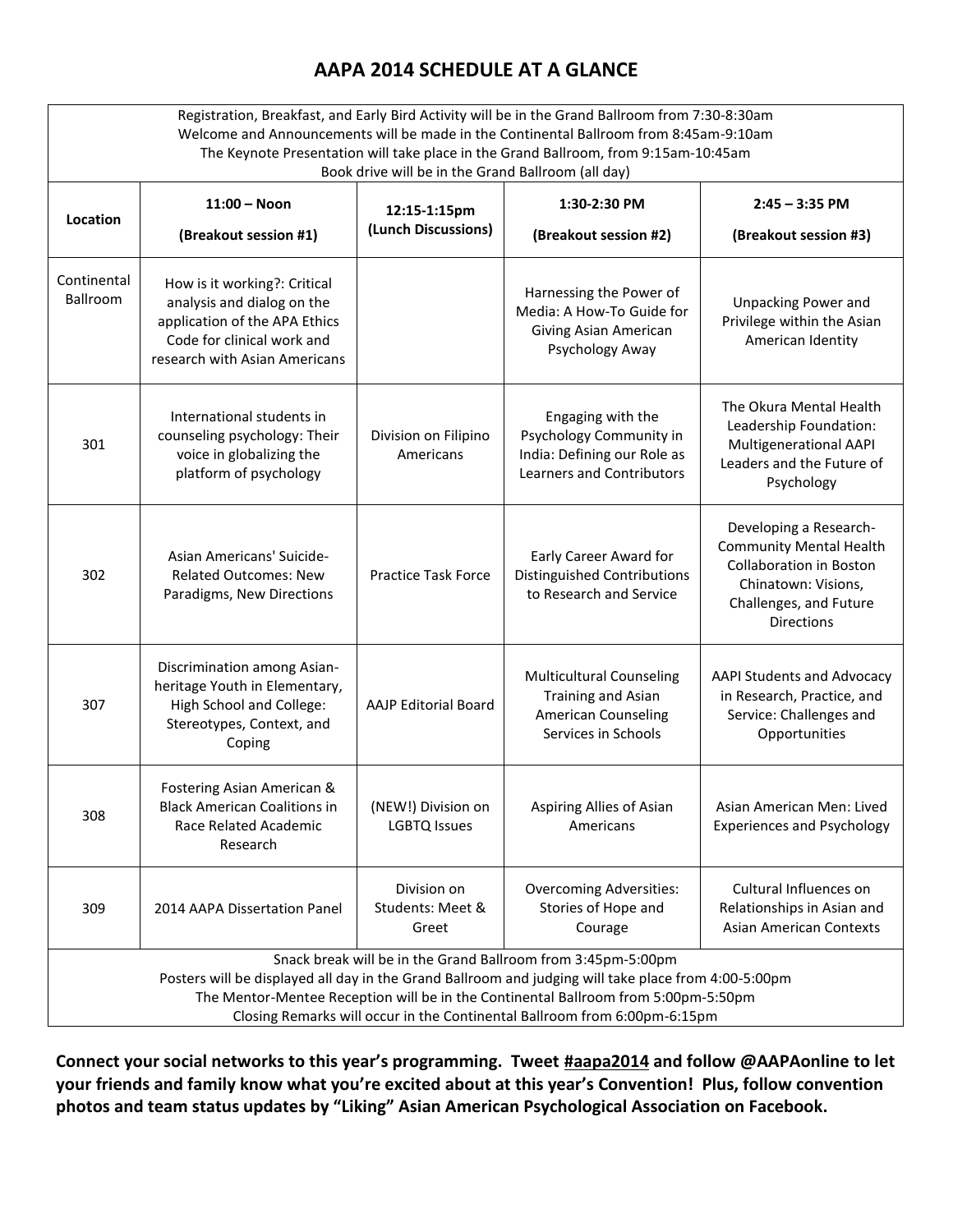# AAPA 2014 SCHEDULE AT A GLANCE

Registration, Breakfast, and Early Bird Activity will be in the Grand Ballroom from 7:30-8:30am
Welcome and Announcements will be made in the Continental Ballroom from 8:45am-9:10am
The Keynote Presentation will take place in the Grand Ballroom, from 9:15am-10:45am
Book drive will be in the Grand Ballroom (all day)

| Location | 11:00 – Noon (Breakout session #1) | 12:15-1:15pm (Lunch Discussions) | 1:30-2:30 PM (Breakout session #2) | 2:45 – 3:35 PM (Breakout session #3) |
|---|---|---|---|---|
| Continental Ballroom | How is it working?: Critical analysis and dialog on the application of the APA Ethics Code for clinical work and research with Asian Americans | | Harnessing the Power of Media: A How-To Guide for Giving Asian American Psychology Away | Unpacking Power and Privilege within the Asian American Identity |
| 301 | International students in counseling psychology: Their voice in globalizing the platform of psychology | Division on Filipino Americans | Engaging with the Psychology Community in India: Defining our Role as Learners and Contributors | The Okura Mental Health Leadership Foundation: Multigenerational AAPI Leaders and the Future of Psychology |
| 302 | Asian Americans' Suicide-Related Outcomes: New Paradigms, New Directions | Practice Task Force | Early Career Award for Distinguished Contributions to Research and Service | Developing a Research-Community Mental Health Collaboration in Boston Chinatown: Visions, Challenges, and Future Directions |
| 307 | Discrimination among Asian-heritage Youth in Elementary, High School and College: Stereotypes, Context, and Coping | AAJP Editorial Board | Multicultural Counseling Training and Asian American Counseling Services in Schools | AAPI Students and Advocacy in Research, Practice, and Service: Challenges and Opportunities |
| 308 | Fostering Asian American & Black American Coalitions in Race Related Academic Research | (NEW!) Division on LGBTQ Issues | Aspiring Allies of Asian Americans | Asian American Men: Lived Experiences and Psychology |
| 309 | 2014 AAPA Dissertation Panel | Division on Students: Meet & Greet | Overcoming Adversities: Stories of Hope and Courage | Cultural Influences on Relationships in Asian and Asian American Contexts |

Snack break will be in the Grand Ballroom from 3:45pm-5:00pm
Posters will be displayed all day in the Grand Ballroom and judging will take place from 4:00-5:00pm
The Mentor-Mentee Reception will be in the Continental Ballroom from 5:00pm-5:50pm
Closing Remarks will occur in the Continental Ballroom from 6:00pm-6:15pm

**Connect your social networks to this year's programming. Tweet #aapa2014 and follow @AAPAonline to let your friends and family know what you're excited about at this year's Convention! Plus, follow convention photos and team status updates by "Liking" Asian American Psychological Association on Facebook.**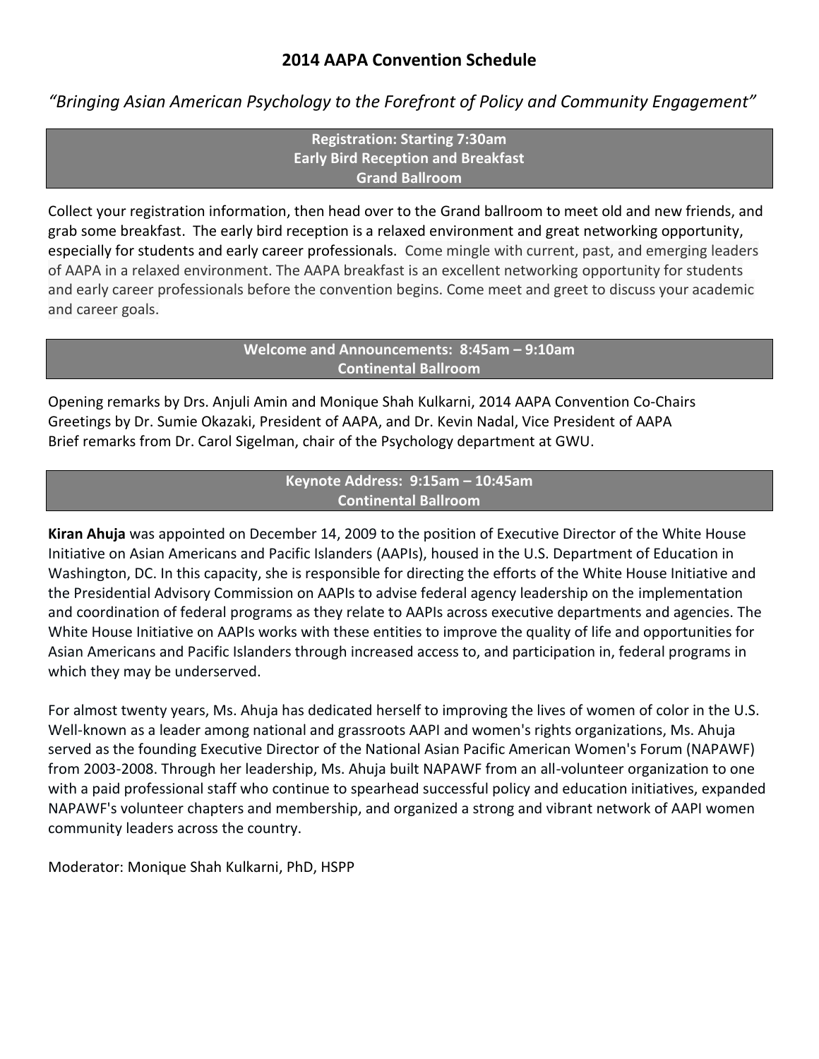# 2014 AAPA Convention Schedule

*"Bringing Asian American Psychology to the Forefront of Policy and Community Engagement"*

**Registration: Starting 7:30am**
**Early Bird Reception and Breakfast**
**Grand Ballroom**

Collect your registration information, then head over to the Grand ballroom to meet old and new friends, and grab some breakfast. The early bird reception is a relaxed environment and great networking opportunity, especially for students and early career professionals. Come mingle with current, past, and emerging leaders of AAPA in a relaxed environment. The AAPA breakfast is an excellent networking opportunity for students and early career professionals before the convention begins. Come meet and greet to discuss your academic and career goals.

**Welcome and Announcements: 8:45am – 9:10am**
**Continental Ballroom**

Opening remarks by Drs. Anjuli Amin and Monique Shah Kulkarni, 2014 AAPA Convention Co-Chairs
Greetings by Dr. Sumie Okazaki, President of AAPA, and Dr. Kevin Nadal, Vice President of AAPA
Brief remarks from Dr. Carol Sigelman, chair of the Psychology department at GWU.

**Keynote Address: 9:15am – 10:45am**
**Continental Ballroom**

**Kiran Ahuja** was appointed on December 14, 2009 to the position of Executive Director of the White House Initiative on Asian Americans and Pacific Islanders (AAPIs), housed in the U.S. Department of Education in Washington, DC. In this capacity, she is responsible for directing the efforts of the White House Initiative and the Presidential Advisory Commission on AAPIs to advise federal agency leadership on the implementation and coordination of federal programs as they relate to AAPIs across executive departments and agencies. The White House Initiative on AAPIs works with these entities to improve the quality of life and opportunities for Asian Americans and Pacific Islanders through increased access to, and participation in, federal programs in which they may be underserved.

For almost twenty years, Ms. Ahuja has dedicated herself to improving the lives of women of color in the U.S. Well-known as a leader among national and grassroots AAPI and women's rights organizations, Ms. Ahuja served as the founding Executive Director of the National Asian Pacific American Women's Forum (NAPAWF) from 2003-2008. Through her leadership, Ms. Ahuja built NAPAWF from an all-volunteer organization to one with a paid professional staff who continue to spearhead successful policy and education initiatives, expanded NAPAWF's volunteer chapters and membership, and organized a strong and vibrant network of AAPI women community leaders across the country.

Moderator: Monique Shah Kulkarni, PhD, HSPP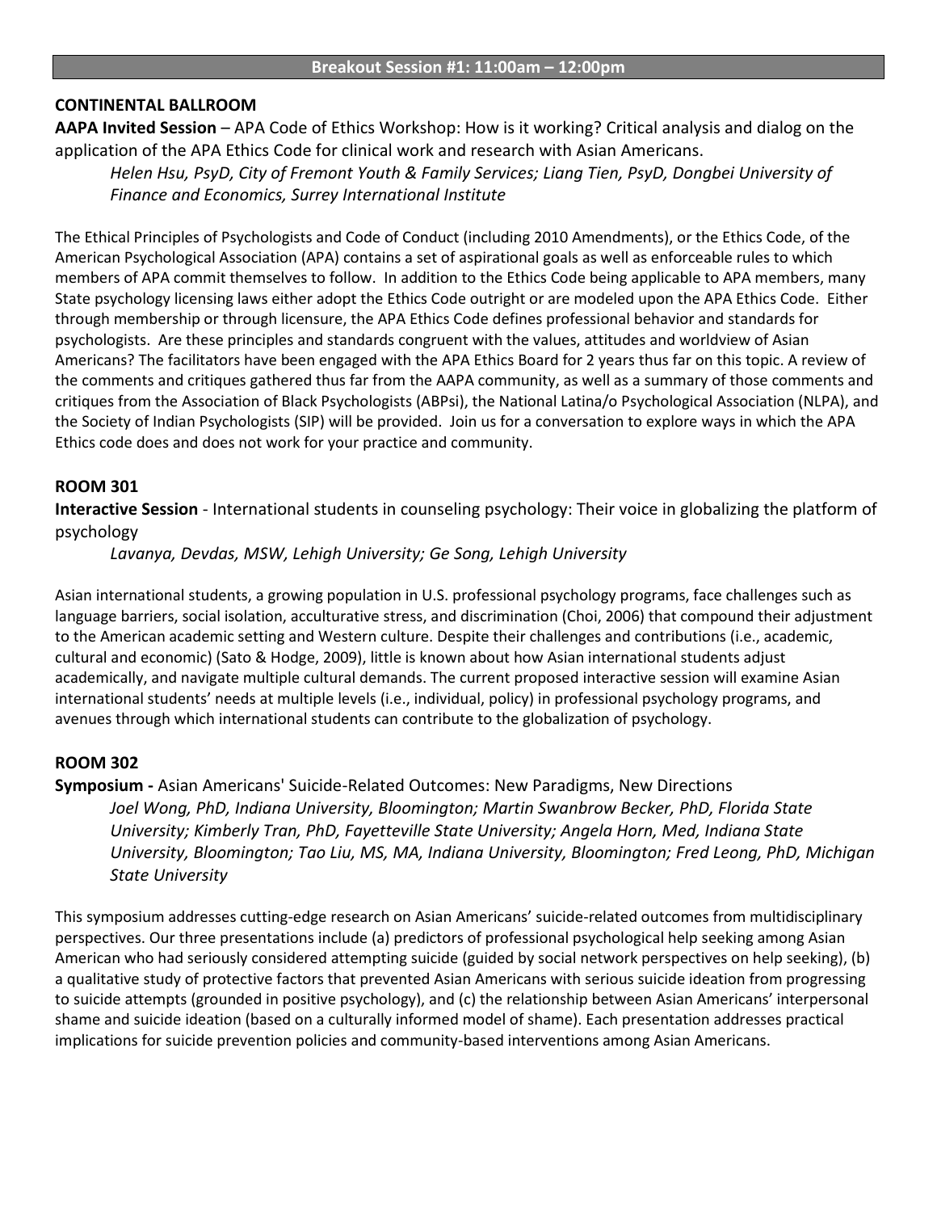## Breakout Session #1: 11:00am – 12:00pm

### CONTINENTAL BALLROOM

**AAPA Invited Session** – APA Code of Ethics Workshop: How is it working? Critical analysis and dialog on the application of the APA Ethics Code for clinical work and research with Asian Americans.

*Helen Hsu, PsyD, City of Fremont Youth & Family Services; Liang Tien, PsyD, Dongbei University of Finance and Economics, Surrey International Institute*

The Ethical Principles of Psychologists and Code of Conduct (including 2010 Amendments), or the Ethics Code, of the American Psychological Association (APA) contains a set of aspirational goals as well as enforceable rules to which members of APA commit themselves to follow. In addition to the Ethics Code being applicable to APA members, many State psychology licensing laws either adopt the Ethics Code outright or are modeled upon the APA Ethics Code. Either through membership or through licensure, the APA Ethics Code defines professional behavior and standards for psychologists. Are these principles and standards congruent with the values, attitudes and worldview of Asian Americans? The facilitators have been engaged with the APA Ethics Board for 2 years thus far on this topic. A review of the comments and critiques gathered thus far from the AAPA community, as well as a summary of those comments and critiques from the Association of Black Psychologists (ABPsi), the National Latina/o Psychological Association (NLPA), and the Society of Indian Psychologists (SIP) will be provided. Join us for a conversation to explore ways in which the APA Ethics code does and does not work for your practice and community.

### ROOM 301

**Interactive Session** - International students in counseling psychology: Their voice in globalizing the platform of psychology

*Lavanya, Devdas, MSW, Lehigh University; Ge Song, Lehigh University*

Asian international students, a growing population in U.S. professional psychology programs, face challenges such as language barriers, social isolation, acculturative stress, and discrimination (Choi, 2006) that compound their adjustment to the American academic setting and Western culture. Despite their challenges and contributions (i.e., academic, cultural and economic) (Sato & Hodge, 2009), little is known about how Asian international students adjust academically, and navigate multiple cultural demands. The current proposed interactive session will examine Asian international students' needs at multiple levels (i.e., individual, policy) in professional psychology programs, and avenues through which international students can contribute to the globalization of psychology.

### ROOM 302

**Symposium -** Asian Americans' Suicide-Related Outcomes: New Paradigms, New Directions

*Joel Wong, PhD, Indiana University, Bloomington; Martin Swanbrow Becker, PhD, Florida State University; Kimberly Tran, PhD, Fayetteville State University; Angela Horn, Med, Indiana State University, Bloomington; Tao Liu, MS, MA, Indiana University, Bloomington; Fred Leong, PhD, Michigan State University*

This symposium addresses cutting-edge research on Asian Americans' suicide-related outcomes from multidisciplinary perspectives. Our three presentations include (a) predictors of professional psychological help seeking among Asian American who had seriously considered attempting suicide (guided by social network perspectives on help seeking), (b) a qualitative study of protective factors that prevented Asian Americans with serious suicide ideation from progressing to suicide attempts (grounded in positive psychology), and (c) the relationship between Asian Americans' interpersonal shame and suicide ideation (based on a culturally informed model of shame). Each presentation addresses practical implications for suicide prevention policies and community-based interventions among Asian Americans.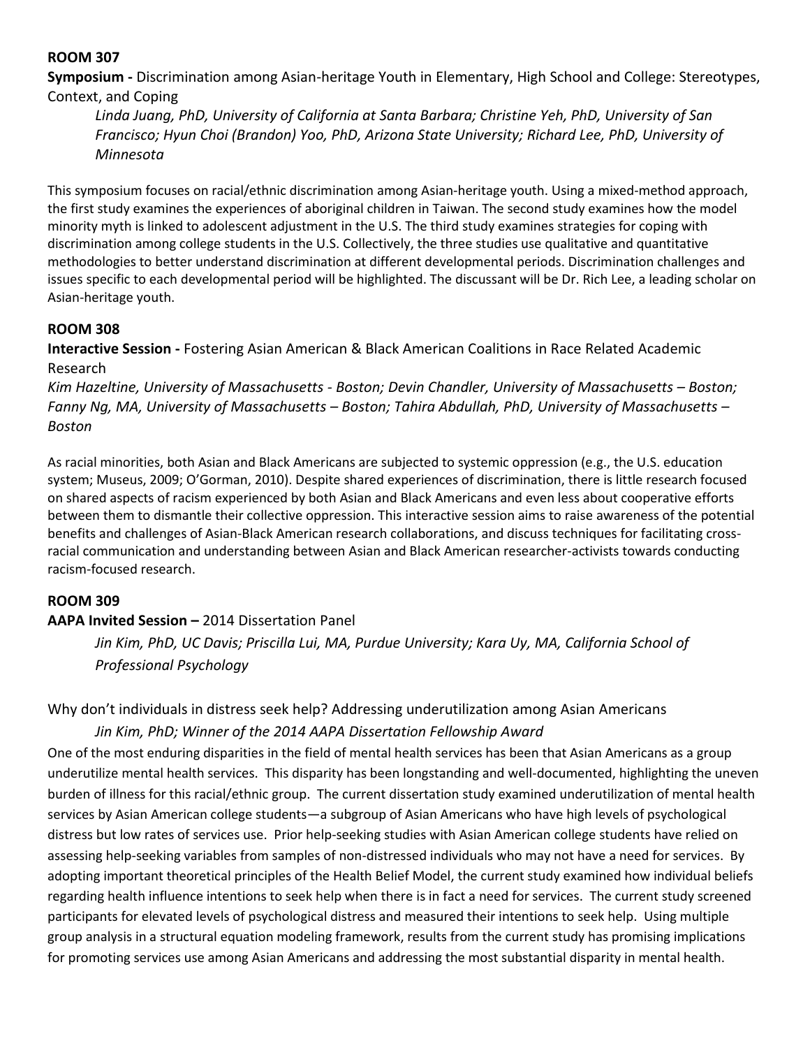### ROOM 307

**Symposium -** Discrimination among Asian-heritage Youth in Elementary, High School and College: Stereotypes, Context, and Coping

*Linda Juang, PhD, University of California at Santa Barbara; Christine Yeh, PhD, University of San Francisco; Hyun Choi (Brandon) Yoo, PhD, Arizona State University; Richard Lee, PhD, University of Minnesota*

This symposium focuses on racial/ethnic discrimination among Asian-heritage youth. Using a mixed-method approach, the first study examines the experiences of aboriginal children in Taiwan. The second study examines how the model minority myth is linked to adolescent adjustment in the U.S. The third study examines strategies for coping with discrimination among college students in the U.S. Collectively, the three studies use qualitative and quantitative methodologies to better understand discrimination at different developmental periods. Discrimination challenges and issues specific to each developmental period will be highlighted. The discussant will be Dr. Rich Lee, a leading scholar on Asian-heritage youth.

### ROOM 308

**Interactive Session -** Fostering Asian American & Black American Coalitions in Race Related Academic Research

*Kim Hazeltine, University of Massachusetts - Boston; Devin Chandler, University of Massachusetts – Boston; Fanny Ng, MA, University of Massachusetts – Boston; Tahira Abdullah, PhD, University of Massachusetts – Boston*

As racial minorities, both Asian and Black Americans are subjected to systemic oppression (e.g., the U.S. education system; Museus, 2009; O'Gorman, 2010). Despite shared experiences of discrimination, there is little research focused on shared aspects of racism experienced by both Asian and Black Americans and even less about cooperative efforts between them to dismantle their collective oppression. This interactive session aims to raise awareness of the potential benefits and challenges of Asian-Black American research collaborations, and discuss techniques for facilitating cross-racial communication and understanding between Asian and Black American researcher-activists towards conducting racism-focused research.

### ROOM 309

**AAPA Invited Session –** 2014 Dissertation Panel

*Jin Kim, PhD, UC Davis; Priscilla Lui, MA, Purdue University; Kara Uy, MA, California School of Professional Psychology*

Why don't individuals in distress seek help? Addressing underutilization among Asian Americans

*Jin Kim, PhD; Winner of the 2014 AAPA Dissertation Fellowship Award*

One of the most enduring disparities in the field of mental health services has been that Asian Americans as a group underutilize mental health services. This disparity has been longstanding and well-documented, highlighting the uneven burden of illness for this racial/ethnic group. The current dissertation study examined underutilization of mental health services by Asian American college students—a subgroup of Asian Americans who have high levels of psychological distress but low rates of services use. Prior help-seeking studies with Asian American college students have relied on assessing help-seeking variables from samples of non-distressed individuals who may not have a need for services. By adopting important theoretical principles of the Health Belief Model, the current study examined how individual beliefs regarding health influence intentions to seek help when there is in fact a need for services. The current study screened participants for elevated levels of psychological distress and measured their intentions to seek help. Using multiple group analysis in a structural equation modeling framework, results from the current study has promising implications for promoting services use among Asian Americans and addressing the most substantial disparity in mental health.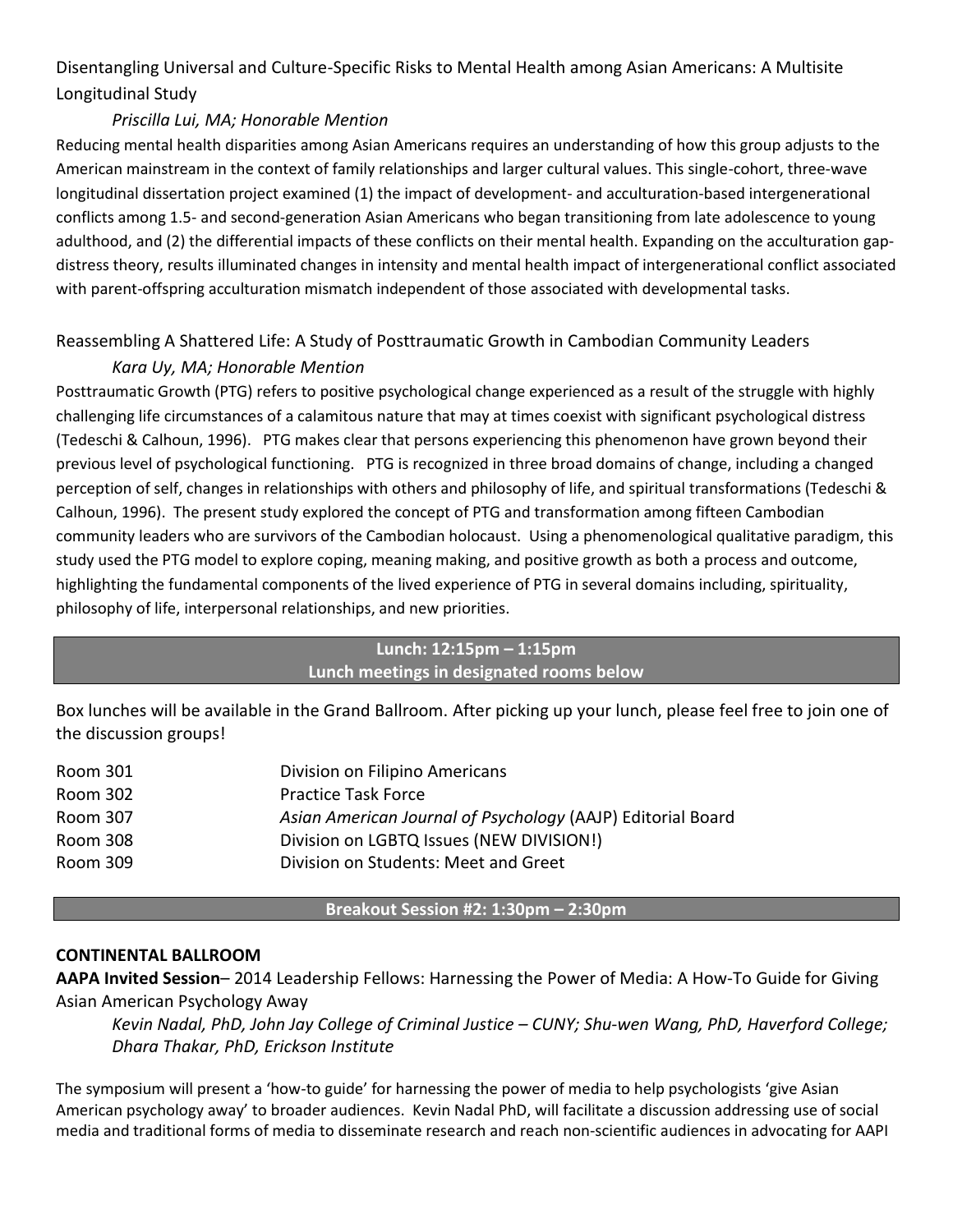Disentangling Universal and Culture-Specific Risks to Mental Health among Asian Americans: A Multisite Longitudinal Study

*Priscilla Lui, MA; Honorable Mention*

Reducing mental health disparities among Asian Americans requires an understanding of how this group adjusts to the American mainstream in the context of family relationships and larger cultural values. This single-cohort, three-wave longitudinal dissertation project examined (1) the impact of development- and acculturation-based intergenerational conflicts among 1.5- and second-generation Asian Americans who began transitioning from late adolescence to young adulthood, and (2) the differential impacts of these conflicts on their mental health. Expanding on the acculturation gap-distress theory, results illuminated changes in intensity and mental health impact of intergenerational conflict associated with parent-offspring acculturation mismatch independent of those associated with developmental tasks.

Reassembling A Shattered Life: A Study of Posttraumatic Growth in Cambodian Community Leaders

*Kara Uy, MA; Honorable Mention*

Posttraumatic Growth (PTG) refers to positive psychological change experienced as a result of the struggle with highly challenging life circumstances of a calamitous nature that may at times coexist with significant psychological distress (Tedeschi & Calhoun, 1996). PTG makes clear that persons experiencing this phenomenon have grown beyond their previous level of psychological functioning. PTG is recognized in three broad domains of change, including a changed perception of self, changes in relationships with others and philosophy of life, and spiritual transformations (Tedeschi & Calhoun, 1996). The present study explored the concept of PTG and transformation among fifteen Cambodian community leaders who are survivors of the Cambodian holocaust. Using a phenomenological qualitative paradigm, this study used the PTG model to explore coping, meaning making, and positive growth as both a process and outcome, highlighting the fundamental components of the lived experience of PTG in several domains including, spirituality, philosophy of life, interpersonal relationships, and new priorities.

**Lunch: 12:15pm – 1:15pm**
**Lunch meetings in designated rooms below**

Box lunches will be available in the Grand Ballroom. After picking up your lunch, please feel free to join one of the discussion groups!

| | |
|---|---|
| Room 301 | Division on Filipino Americans |
| Room 302 | Practice Task Force |
| Room 307 | *Asian American Journal of Psychology* (AAJP) Editorial Board |
| Room 308 | Division on LGBTQ Issues (NEW DIVISION!) |
| Room 309 | Division on Students: Meet and Greet |

**Breakout Session #2: 1:30pm – 2:30pm**

**CONTINENTAL BALLROOM**

**AAPA Invited Session**– 2014 Leadership Fellows: Harnessing the Power of Media: A How-To Guide for Giving Asian American Psychology Away

*Kevin Nadal, PhD, John Jay College of Criminal Justice – CUNY; Shu-wen Wang, PhD, Haverford College; Dhara Thakar, PhD, Erickson Institute*

The symposium will present a 'how-to guide' for harnessing the power of media to help psychologists 'give Asian American psychology away' to broader audiences. Kevin Nadal PhD, will facilitate a discussion addressing use of social media and traditional forms of media to disseminate research and reach non-scientific audiences in advocating for AAPI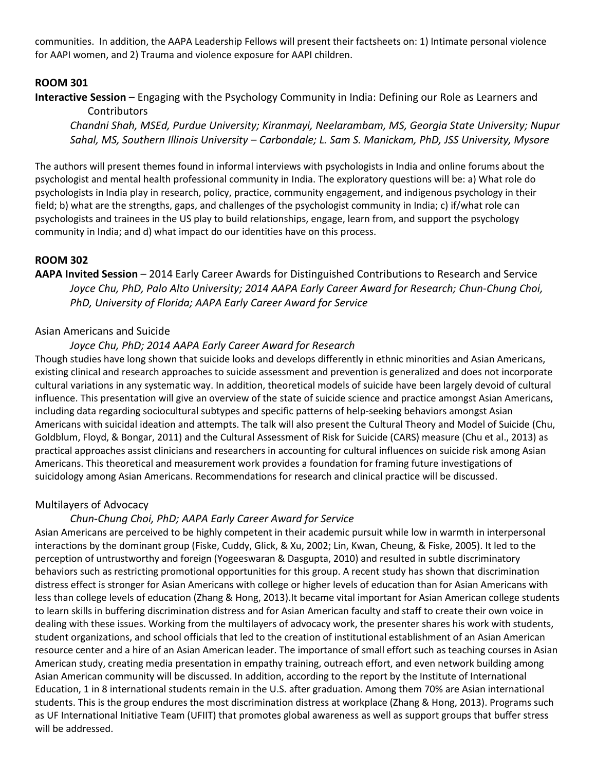communities. In addition, the AAPA Leadership Fellows will present their factsheets on: 1) Intimate personal violence for AAPI women, and 2) Trauma and violence exposure for AAPI children.

### ROOM 301

**Interactive Session** – Engaging with the Psychology Community in India: Defining our Role as Learners and Contributors

*Chandni Shah, MSEd, Purdue University; Kiranmayi, Neelarambam, MS, Georgia State University; Nupur Sahal, MS, Southern Illinois University – Carbondale; L. Sam S. Manickam, PhD, JSS University, Mysore*

The authors will present themes found in informal interviews with psychologists in India and online forums about the psychologist and mental health professional community in India. The exploratory questions will be: a) What role do psychologists in India play in research, policy, practice, community engagement, and indigenous psychology in their field; b) what are the strengths, gaps, and challenges of the psychologist community in India; c) if/what role can psychologists and trainees in the US play to build relationships, engage, learn from, and support the psychology community in India; and d) what impact do our identities have on this process.

### ROOM 302

**AAPA Invited Session** – 2014 Early Career Awards for Distinguished Contributions to Research and Service

*Joyce Chu, PhD, Palo Alto University; 2014 AAPA Early Career Award for Research; Chun-Chung Choi, PhD, University of Florida; AAPA Early Career Award for Service*

#### Asian Americans and Suicide

*Joyce Chu, PhD; 2014 AAPA Early Career Award for Research*

Though studies have long shown that suicide looks and develops differently in ethnic minorities and Asian Americans, existing clinical and research approaches to suicide assessment and prevention is generalized and does not incorporate cultural variations in any systematic way. In addition, theoretical models of suicide have been largely devoid of cultural influence. This presentation will give an overview of the state of suicide science and practice amongst Asian Americans, including data regarding sociocultural subtypes and specific patterns of help-seeking behaviors amongst Asian Americans with suicidal ideation and attempts. The talk will also present the Cultural Theory and Model of Suicide (Chu, Goldblum, Floyd, & Bongar, 2011) and the Cultural Assessment of Risk for Suicide (CARS) measure (Chu et al., 2013) as practical approaches assist clinicians and researchers in accounting for cultural influences on suicide risk among Asian Americans. This theoretical and measurement work provides a foundation for framing future investigations of suicidology among Asian Americans. Recommendations for research and clinical practice will be discussed.

#### Multilayers of Advocacy

*Chun-Chung Choi, PhD; AAPA Early Career Award for Service*

Asian Americans are perceived to be highly competent in their academic pursuit while low in warmth in interpersonal interactions by the dominant group (Fiske, Cuddy, Glick, & Xu, 2002; Lin, Kwan, Cheung, & Fiske, 2005). It led to the perception of untrustworthy and foreign (Yogeeswaran & Dasgupta, 2010) and resulted in subtle discriminatory behaviors such as restricting promotional opportunities for this group. A recent study has shown that discrimination distress effect is stronger for Asian Americans with college or higher levels of education than for Asian Americans with less than college levels of education (Zhang & Hong, 2013).It became vital important for Asian American college students to learn skills in buffering discrimination distress and for Asian American faculty and staff to create their own voice in dealing with these issues. Working from the multilayers of advocacy work, the presenter shares his work with students, student organizations, and school officials that led to the creation of institutional establishment of an Asian American resource center and a hire of an Asian American leader. The importance of small effort such as teaching courses in Asian American study, creating media presentation in empathy training, outreach effort, and even network building among Asian American community will be discussed. In addition, according to the report by the Institute of International Education, 1 in 8 international students remain in the U.S. after graduation. Among them 70% are Asian international students. This is the group endures the most discrimination distress at workplace (Zhang & Hong, 2013). Programs such as UF International Initiative Team (UFIIT) that promotes global awareness as well as support groups that buffer stress will be addressed.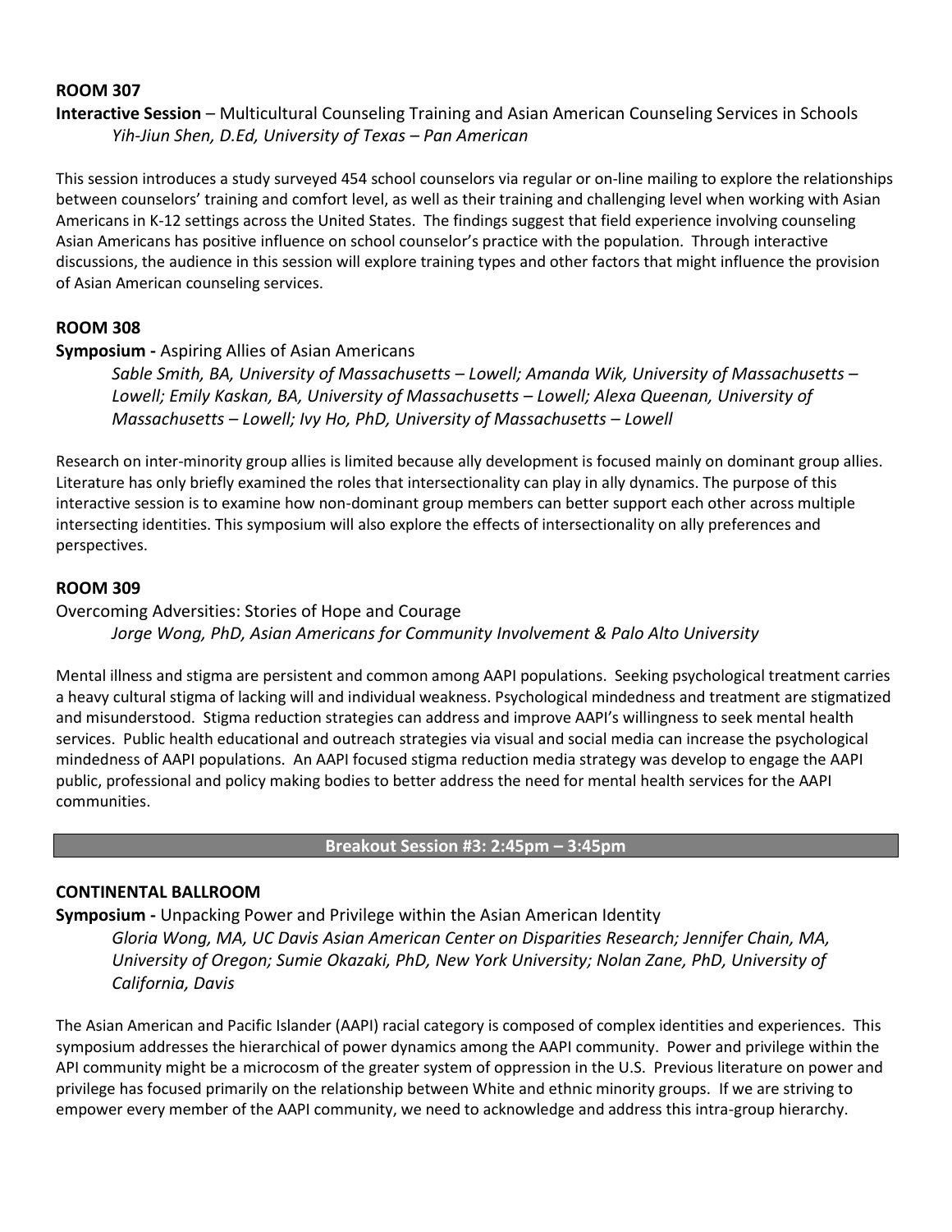**ROOM 307**

**Interactive Session** – Multicultural Counseling Training and Asian American Counseling Services in Schools

*Yih-Jiun Shen, D.Ed, University of Texas – Pan American*

This session introduces a study surveyed 454 school counselors via regular or on-line mailing to explore the relationships between counselors' training and comfort level, as well as their training and challenging level when working with Asian Americans in K-12 settings across the United States. The findings suggest that field experience involving counseling Asian Americans has positive influence on school counselor's practice with the population. Through interactive discussions, the audience in this session will explore training types and other factors that might influence the provision of Asian American counseling services.

**ROOM 308**

**Symposium -** Aspiring Allies of Asian Americans

*Sable Smith, BA, University of Massachusetts – Lowell; Amanda Wik, University of Massachusetts – Lowell; Emily Kaskan, BA, University of Massachusetts – Lowell; Alexa Queenan, University of Massachusetts – Lowell; Ivy Ho, PhD, University of Massachusetts – Lowell*

Research on inter-minority group allies is limited because ally development is focused mainly on dominant group allies. Literature has only briefly examined the roles that intersectionality can play in ally dynamics. The purpose of this interactive session is to examine how non-dominant group members can better support each other across multiple intersecting identities. This symposium will also explore the effects of intersectionality on ally preferences and perspectives.

**ROOM 309**

Overcoming Adversities: Stories of Hope and Courage

*Jorge Wong, PhD, Asian Americans for Community Involvement & Palo Alto University*

Mental illness and stigma are persistent and common among AAPI populations. Seeking psychological treatment carries a heavy cultural stigma of lacking will and individual weakness. Psychological mindedness and treatment are stigmatized and misunderstood. Stigma reduction strategies can address and improve AAPI's willingness to seek mental health services. Public health educational and outreach strategies via visual and social media can increase the psychological mindedness of AAPI populations. An AAPI focused stigma reduction media strategy was develop to engage the AAPI public, professional and policy making bodies to better address the need for mental health services for the AAPI communities.

## Breakout Session #3: 2:45pm – 3:45pm

**CONTINENTAL BALLROOM**

**Symposium -** Unpacking Power and Privilege within the Asian American Identity

*Gloria Wong, MA, UC Davis Asian American Center on Disparities Research; Jennifer Chain, MA, University of Oregon; Sumie Okazaki, PhD, New York University; Nolan Zane, PhD, University of California, Davis*

The Asian American and Pacific Islander (AAPI) racial category is composed of complex identities and experiences. This symposium addresses the hierarchical of power dynamics among the AAPI community. Power and privilege within the API community might be a microcosm of the greater system of oppression in the U.S. Previous literature on power and privilege has focused primarily on the relationship between White and ethnic minority groups. If we are striving to empower every member of the AAPI community, we need to acknowledge and address this intra-group hierarchy.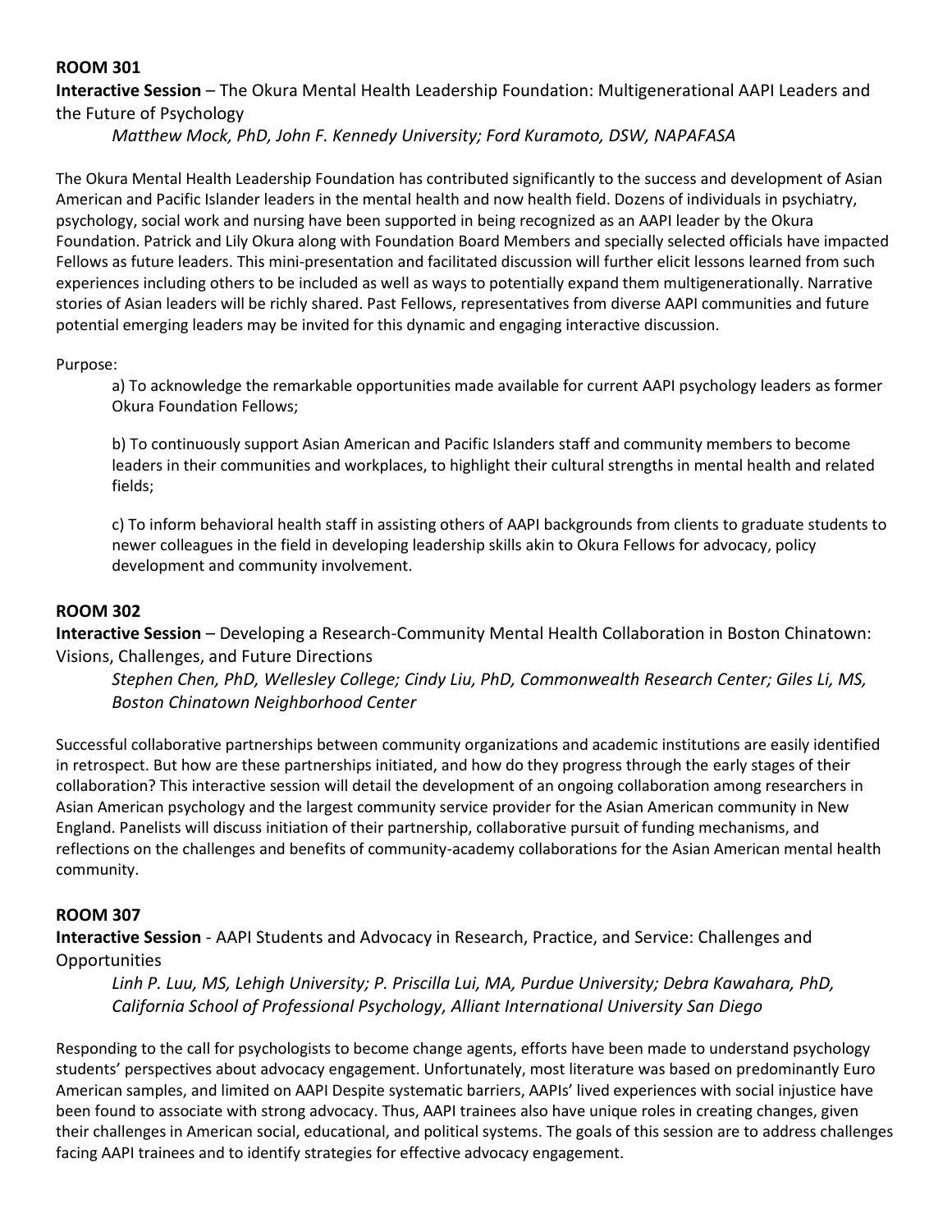**ROOM 301**

**Interactive Session** – The Okura Mental Health Leadership Foundation: Multigenerational AAPI Leaders and the Future of Psychology

*Matthew Mock, PhD, John F. Kennedy University; Ford Kuramoto, DSW, NAPAFASA*

The Okura Mental Health Leadership Foundation has contributed significantly to the success and development of Asian American and Pacific Islander leaders in the mental health and now health field. Dozens of individuals in psychiatry, psychology, social work and nursing have been supported in being recognized as an AAPI leader by the Okura Foundation. Patrick and Lily Okura along with Foundation Board Members and specially selected officials have impacted Fellows as future leaders. This mini-presentation and facilitated discussion will further elicit lessons learned from such experiences including others to be included as well as ways to potentially expand them multigenerationally. Narrative stories of Asian leaders will be richly shared. Past Fellows, representatives from diverse AAPI communities and future potential emerging leaders may be invited for this dynamic and engaging interactive discussion.

Purpose:

a) To acknowledge the remarkable opportunities made available for current AAPI psychology leaders as former Okura Foundation Fellows;

b) To continuously support Asian American and Pacific Islanders staff and community members to become leaders in their communities and workplaces, to highlight their cultural strengths in mental health and related fields;

c) To inform behavioral health staff in assisting others of AAPI backgrounds from clients to graduate students to newer colleagues in the field in developing leadership skills akin to Okura Fellows for advocacy, policy development and community involvement.

**ROOM 302**

**Interactive Session** – Developing a Research-Community Mental Health Collaboration in Boston Chinatown: Visions, Challenges, and Future Directions

*Stephen Chen, PhD, Wellesley College; Cindy Liu, PhD, Commonwealth Research Center; Giles Li, MS, Boston Chinatown Neighborhood Center*

Successful collaborative partnerships between community organizations and academic institutions are easily identified in retrospect. But how are these partnerships initiated, and how do they progress through the early stages of their collaboration? This interactive session will detail the development of an ongoing collaboration among researchers in Asian American psychology and the largest community service provider for the Asian American community in New England. Panelists will discuss initiation of their partnership, collaborative pursuit of funding mechanisms, and reflections on the challenges and benefits of community-academy collaborations for the Asian American mental health community.

**ROOM 307**

**Interactive Session** - AAPI Students and Advocacy in Research, Practice, and Service: Challenges and Opportunities

*Linh P. Luu, MS, Lehigh University; P. Priscilla Lui, MA, Purdue University; Debra Kawahara, PhD, California School of Professional Psychology, Alliant International University San Diego*

Responding to the call for psychologists to become change agents, efforts have been made to understand psychology students' perspectives about advocacy engagement. Unfortunately, most literature was based on predominantly Euro American samples, and limited on AAPI Despite systematic barriers, AAPIs' lived experiences with social injustice have been found to associate with strong advocacy. Thus, AAPI trainees also have unique roles in creating changes, given their challenges in American social, educational, and political systems. The goals of this session are to address challenges facing AAPI trainees and to identify strategies for effective advocacy engagement.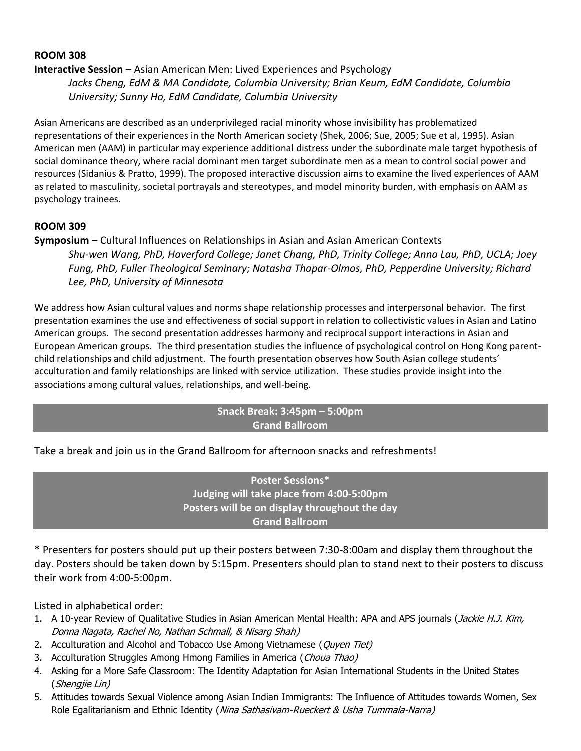**ROOM 308**

**Interactive Session** – Asian American Men: Lived Experiences and Psychology

*Jacks Cheng, EdM & MA Candidate, Columbia University; Brian Keum, EdM Candidate, Columbia University; Sunny Ho, EdM Candidate, Columbia University*

Asian Americans are described as an underprivileged racial minority whose invisibility has problematized representations of their experiences in the North American society (Shek, 2006; Sue, 2005; Sue et al, 1995). Asian American men (AAM) in particular may experience additional distress under the subordinate male target hypothesis of social dominance theory, where racial dominant men target subordinate men as a mean to control social power and resources (Sidanius & Pratto, 1999). The proposed interactive discussion aims to examine the lived experiences of AAM as related to masculinity, societal portrayals and stereotypes, and model minority burden, with emphasis on AAM as psychology trainees.

**ROOM 309**

**Symposium** – Cultural Influences on Relationships in Asian and Asian American Contexts

*Shu-wen Wang, PhD, Haverford College; Janet Chang, PhD, Trinity College; Anna Lau, PhD, UCLA; Joey Fung, PhD, Fuller Theological Seminary; Natasha Thapar-Olmos, PhD, Pepperdine University; Richard Lee, PhD, University of Minnesota*

We address how Asian cultural values and norms shape relationship processes and interpersonal behavior. The first presentation examines the use and effectiveness of social support in relation to collectivistic values in Asian and Latino American groups. The second presentation addresses harmony and reciprocal support interactions in Asian and European American groups. The third presentation studies the influence of psychological control on Hong Kong parent-child relationships and child adjustment. The fourth presentation observes how South Asian college students' acculturation and family relationships are linked with service utilization. These studies provide insight into the associations among cultural values, relationships, and well-being.

**Snack Break: 3:45pm – 5:00pm**
**Grand Ballroom**

Take a break and join us in the Grand Ballroom for afternoon snacks and refreshments!

**Poster Sessions***
**Judging will take place from 4:00-5:00pm**
**Posters will be on display throughout the day**
**Grand Ballroom**

\* Presenters for posters should put up their posters between 7:30-8:00am and display them throughout the day. Posters should be taken down by 5:15pm. Presenters should plan to stand next to their posters to discuss their work from 4:00-5:00pm.

Listed in alphabetical order:

1. A 10-year Review of Qualitative Studies in Asian American Mental Health: APA and APS journals (*Jackie H.J. Kim, Donna Nagata, Rachel No, Nathan Schmall, & Nisarg Shah)*
2. Acculturation and Alcohol and Tobacco Use Among Vietnamese (*Quyen Tiet)*
3. Acculturation Struggles Among Hmong Families in America (*Choua Thao)*
4. Asking for a More Safe Classroom: The Identity Adaptation for Asian International Students in the United States (*Shengjie Lin)*
5. Attitudes towards Sexual Violence among Asian Indian Immigrants: The Influence of Attitudes towards Women, Sex Role Egalitarianism and Ethnic Identity (*Nina Sathasivam-Rueckert & Usha Tummala-Narra)*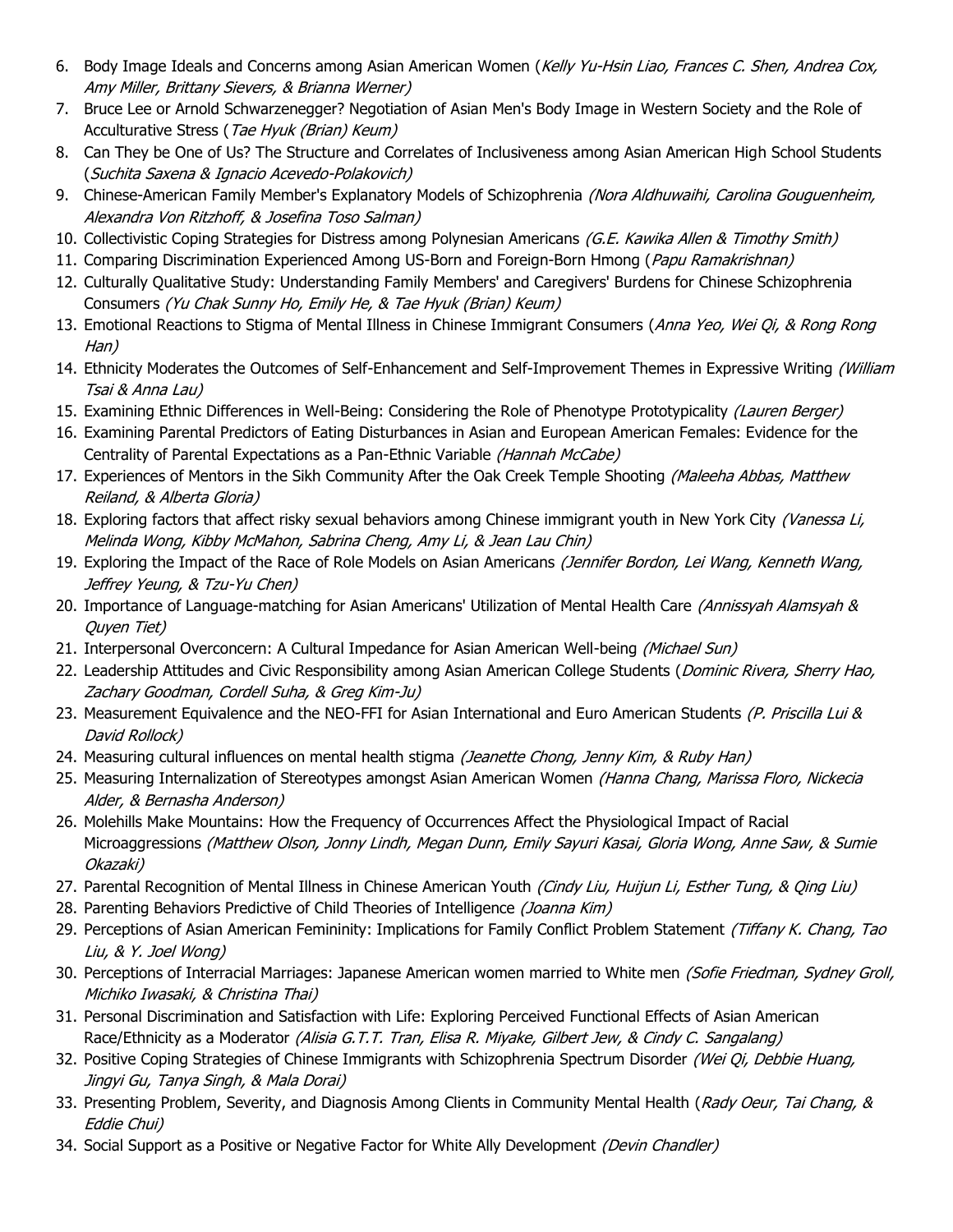6. Body Image Ideals and Concerns among Asian American Women (*Kelly Yu-Hsin Liao, Frances C. Shen, Andrea Cox, Amy Miller, Brittany Sievers, & Brianna Werner)*
7. Bruce Lee or Arnold Schwarzenegger? Negotiation of Asian Men's Body Image in Western Society and the Role of Acculturative Stress (*Tae Hyuk (Brian) Keum)*
8. Can They be One of Us? The Structure and Correlates of Inclusiveness among Asian American High School Students (*Suchita Saxena & Ignacio Acevedo-Polakovich)*
9. Chinese-American Family Member's Explanatory Models of Schizophrenia *(Nora Aldhuwaihi, Carolina Gouguenheim, Alexandra Von Ritzhoff, & Josefina Toso Salman)*
10. Collectivistic Coping Strategies for Distress among Polynesian Americans *(G.E. Kawika Allen & Timothy Smith)*
11. Comparing Discrimination Experienced Among US-Born and Foreign-Born Hmong (*Papu Ramakrishnan)*
12. Culturally Qualitative Study: Understanding Family Members' and Caregivers' Burdens for Chinese Schizophrenia Consumers *(Yu Chak Sunny Ho, Emily He, & Tae Hyuk (Brian) Keum)*
13. Emotional Reactions to Stigma of Mental Illness in Chinese Immigrant Consumers (*Anna Yeo, Wei Qi, & Rong Rong Han)*
14. Ethnicity Moderates the Outcomes of Self-Enhancement and Self-Improvement Themes in Expressive Writing *(William Tsai & Anna Lau)*
15. Examining Ethnic Differences in Well-Being: Considering the Role of Phenotype Prototypicality *(Lauren Berger)*
16. Examining Parental Predictors of Eating Disturbances in Asian and European American Females: Evidence for the Centrality of Parental Expectations as a Pan-Ethnic Variable *(Hannah McCabe)*
17. Experiences of Mentors in the Sikh Community After the Oak Creek Temple Shooting *(Maleeha Abbas, Matthew Reiland, & Alberta Gloria)*
18. Exploring factors that affect risky sexual behaviors among Chinese immigrant youth in New York City *(Vanessa Li, Melinda Wong, Kibby McMahon, Sabrina Cheng, Amy Li, & Jean Lau Chin)*
19. Exploring the Impact of the Race of Role Models on Asian Americans *(Jennifer Bordon, Lei Wang, Kenneth Wang, Jeffrey Yeung, & Tzu-Yu Chen)*
20. Importance of Language-matching for Asian Americans' Utilization of Mental Health Care *(Annissyah Alamsyah & Quyen Tiet)*
21. Interpersonal Overconcern: A Cultural Impedance for Asian American Well-being *(Michael Sun)*
22. Leadership Attitudes and Civic Responsibility among Asian American College Students (*Dominic Rivera, Sherry Hao, Zachary Goodman, Cordell Suha, & Greg Kim-Ju)*
23. Measurement Equivalence and the NEO-FFI for Asian International and Euro American Students *(P. Priscilla Lui & David Rollock)*
24. Measuring cultural influences on mental health stigma *(Jeanette Chong, Jenny Kim, & Ruby Han)*
25. Measuring Internalization of Stereotypes amongst Asian American Women *(Hanna Chang, Marissa Floro, Nickecia Alder, & Bernasha Anderson)*
26. Molehills Make Mountains: How the Frequency of Occurrences Affect the Physiological Impact of Racial Microaggressions *(Matthew Olson, Jonny Lindh, Megan Dunn, Emily Sayuri Kasai, Gloria Wong, Anne Saw, & Sumie Okazaki)*
27. Parental Recognition of Mental Illness in Chinese American Youth *(Cindy Liu, Huijun Li, Esther Tung, & Qing Liu)*
28. Parenting Behaviors Predictive of Child Theories of Intelligence *(Joanna Kim)*
29. Perceptions of Asian American Femininity: Implications for Family Conflict Problem Statement *(Tiffany K. Chang, Tao Liu, & Y. Joel Wong)*
30. Perceptions of Interracial Marriages: Japanese American women married to White men *(Sofie Friedman, Sydney Groll, Michiko Iwasaki, & Christina Thai)*
31. Personal Discrimination and Satisfaction with Life: Exploring Perceived Functional Effects of Asian American Race/Ethnicity as a Moderator *(Alisia G.T.T. Tran, Elisa R. Miyake, Gilbert Jew, & Cindy C. Sangalang)*
32. Positive Coping Strategies of Chinese Immigrants with Schizophrenia Spectrum Disorder *(Wei Qi, Debbie Huang, Jingyi Gu, Tanya Singh, & Mala Dorai)*
33. Presenting Problem, Severity, and Diagnosis Among Clients in Community Mental Health (*Rady Oeur, Tai Chang, & Eddie Chui)*
34. Social Support as a Positive or Negative Factor for White Ally Development *(Devin Chandler)*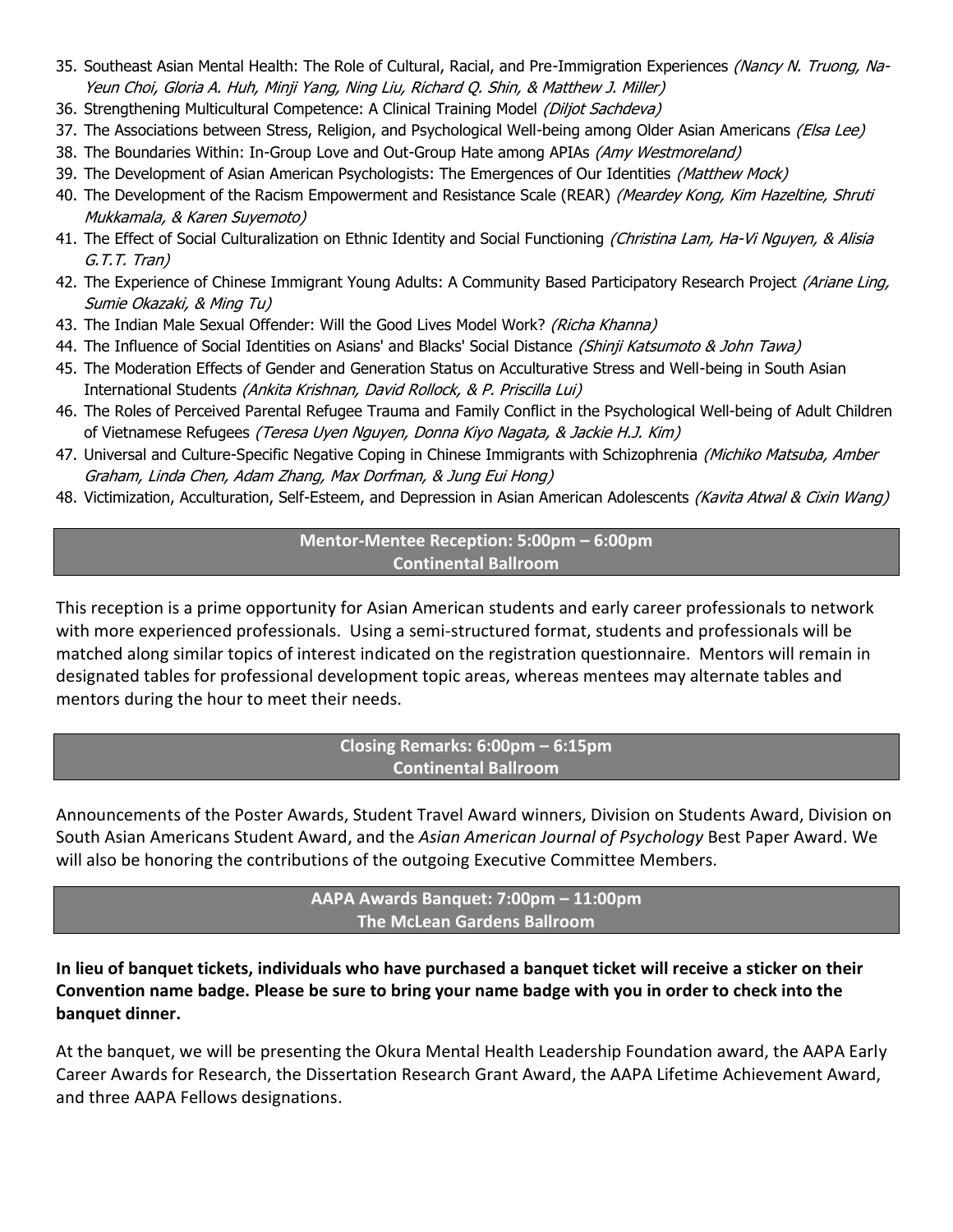35. Southeast Asian Mental Health: The Role of Cultural, Racial, and Pre-Immigration Experiences *(Nancy N. Truong, Na-Yeun Choi, Gloria A. Huh, Minji Yang, Ning Liu, Richard Q. Shin, & Matthew J. Miller)*
36. Strengthening Multicultural Competence: A Clinical Training Model *(Diljot Sachdeva)*
37. The Associations between Stress, Religion, and Psychological Well-being among Older Asian Americans *(Elsa Lee)*
38. The Boundaries Within: In-Group Love and Out-Group Hate among APIAs *(Amy Westmoreland)*
39. The Development of Asian American Psychologists: The Emergences of Our Identities *(Matthew Mock)*
40. The Development of the Racism Empowerment and Resistance Scale (REAR) *(Meardey Kong, Kim Hazeltine, Shruti Mukkamala, & Karen Suyemoto)*
41. The Effect of Social Culturalization on Ethnic Identity and Social Functioning *(Christina Lam, Ha-Vi Nguyen, & Alisia G.T.T. Tran)*
42. The Experience of Chinese Immigrant Young Adults: A Community Based Participatory Research Project *(Ariane Ling, Sumie Okazaki, & Ming Tu)*
43. The Indian Male Sexual Offender: Will the Good Lives Model Work? *(Richa Khanna)*
44. The Influence of Social Identities on Asians' and Blacks' Social Distance *(Shinji Katsumoto & John Tawa)*
45. The Moderation Effects of Gender and Generation Status on Acculturative Stress and Well-being in South Asian International Students *(Ankita Krishnan, David Rollock, & P. Priscilla Lui)*
46. The Roles of Perceived Parental Refugee Trauma and Family Conflict in the Psychological Well-being of Adult Children of Vietnamese Refugees *(Teresa Uyen Nguyen, Donna Kiyo Nagata, & Jackie H.J. Kim)*
47. Universal and Culture-Specific Negative Coping in Chinese Immigrants with Schizophrenia *(Michiko Matsuba, Amber Graham, Linda Chen, Adam Zhang, Max Dorfman, & Jung Eui Hong)*
48. Victimization, Acculturation, Self-Esteem, and Depression in Asian American Adolescents *(Kavita Atwal & Cixin Wang)*

## Mentor-Mentee Reception: 5:00pm – 6:00pm
## Continental Ballroom

This reception is a prime opportunity for Asian American students and early career professionals to network with more experienced professionals. Using a semi-structured format, students and professionals will be matched along similar topics of interest indicated on the registration questionnaire. Mentors will remain in designated tables for professional development topic areas, whereas mentees may alternate tables and mentors during the hour to meet their needs.

## Closing Remarks: 6:00pm – 6:15pm
## Continental Ballroom

Announcements of the Poster Awards, Student Travel Award winners, Division on Students Award, Division on South Asian Americans Student Award, and the *Asian American Journal of Psychology* Best Paper Award. We will also be honoring the contributions of the outgoing Executive Committee Members.

## AAPA Awards Banquet: 7:00pm – 11:00pm
## The McLean Gardens Ballroom

**In lieu of banquet tickets, individuals who have purchased a banquet ticket will receive a sticker on their Convention name badge. Please be sure to bring your name badge with you in order to check into the banquet dinner.**

At the banquet, we will be presenting the Okura Mental Health Leadership Foundation award, the AAPA Early Career Awards for Research, the Dissertation Research Grant Award, the AAPA Lifetime Achievement Award, and three AAPA Fellows designations.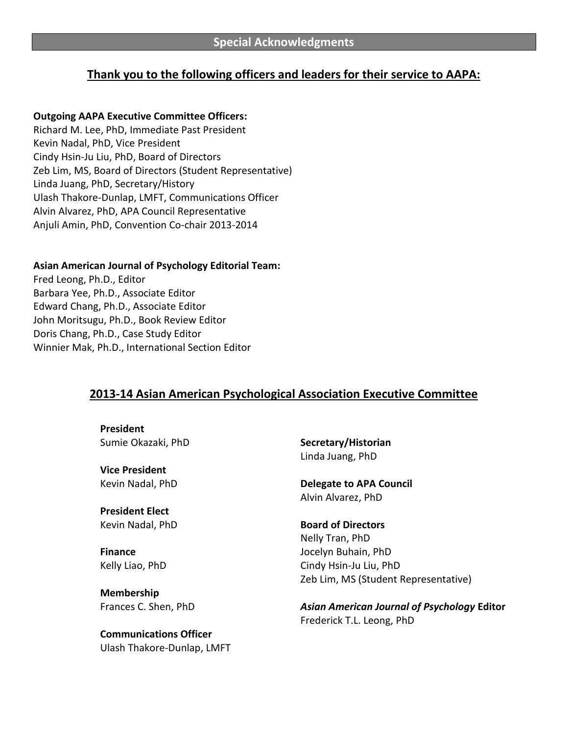## Special Acknowledgments

### Thank you to the following officers and leaders for their service to AAPA:

**Outgoing AAPA Executive Committee Officers:**
Richard M. Lee, PhD, Immediate Past President
Kevin Nadal, PhD, Vice President
Cindy Hsin-Ju Liu, PhD, Board of Directors
Zeb Lim, MS, Board of Directors (Student Representative)
Linda Juang, PhD, Secretary/History
Ulash Thakore-Dunlap, LMFT, Communications Officer
Alvin Alvarez, PhD, APA Council Representative
Anjuli Amin, PhD, Convention Co-chair 2013-2014

**Asian American Journal of Psychology Editorial Team:**
Fred Leong, Ph.D., Editor
Barbara Yee, Ph.D., Associate Editor
Edward Chang, Ph.D., Associate Editor
John Moritsugu, Ph.D., Book Review Editor
Doris Chang, Ph.D., Case Study Editor
Winnier Mak, Ph.D., International Section Editor

### 2013-14 Asian American Psychological Association Executive Committee

**President**
Sumie Okazaki, PhD

**Vice President**
Kevin Nadal, PhD

**President Elect**
Kevin Nadal, PhD

**Finance**
Kelly Liao, PhD

**Membership**
Frances C. Shen, PhD

**Communications Officer**
Ulash Thakore-Dunlap, LMFT

**Secretary/Historian**
Linda Juang, PhD

**Delegate to APA Council**
Alvin Alvarez, PhD

**Board of Directors**
Nelly Tran, PhD
Jocelyn Buhain, PhD
Cindy Hsin-Ju Liu, PhD
Zeb Lim, MS (Student Representative)

***Asian American Journal of Psychology* Editor**
Frederick T.L. Leong, PhD